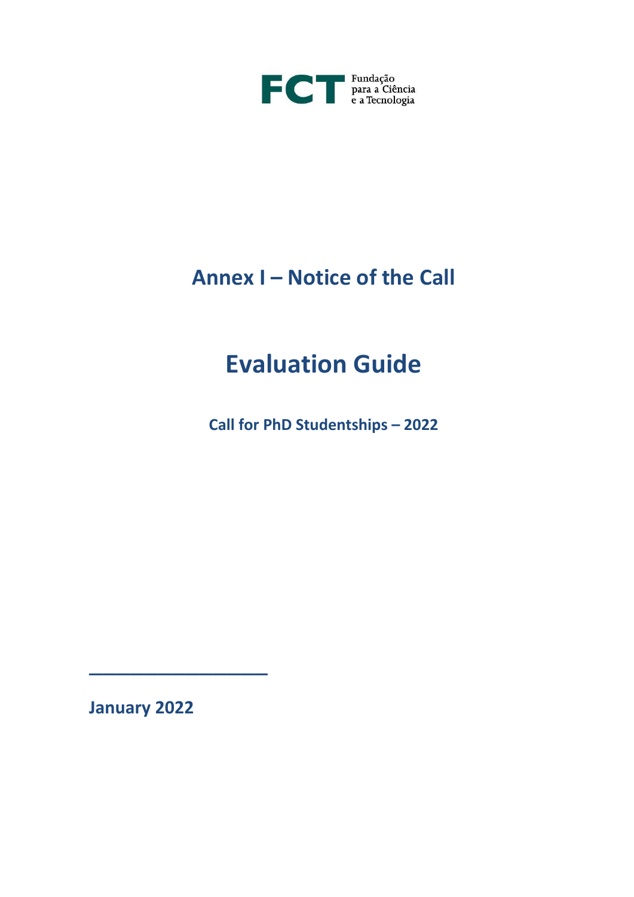FCT Fundação para a Ciência e a Tecnologia

# Annex I – Notice of the Call

# Evaluation Guide

**Call for PhD Studentships – 2022**

**January 2022**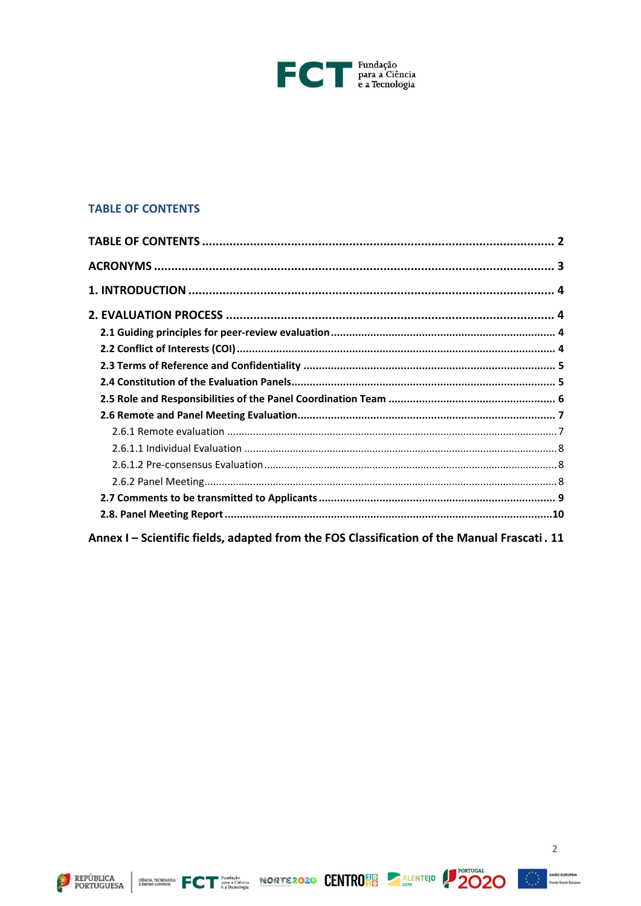## TABLE OF CONTENTS

**TABLE OF CONTENTS** ........................................................................................................ **2**

**ACRONYMS** ........................................................................................................................ **3**

**1. INTRODUCTION** ............................................................................................................. **4**

**2. EVALUATION PROCESS** ................................................................................................ **4**

- **2.1 Guiding principles for peer-review evaluation** .......................................................... **4**
- **2.2 Conflict of Interests (COI)** ........................................................................................ **4**
- **2.3 Terms of Reference and Confidentiality** .................................................................. **5**
- **2.4 Constitution of the Evaluation Panels** ...................................................................... **5**
- **2.5 Role and Responsibilities of the Panel Coordination Team** ...................................... **6**
- **2.6 Remote and Panel Meeting Evaluation** .................................................................... **7**
  - 2.6.1 Remote evaluation .................................................................................................. 7
  - 2.6.1.1 Individual Evaluation ............................................................................................ 8
  - 2.6.1.2 Pre-consensus Evaluation ..................................................................................... 8
  - 2.6.2 Panel Meeting .......................................................................................................... 8
- **2.7 Comments to be transmitted to Applicants** .............................................................. **9**
- **2.8. Panel Meeting Report** ............................................................................................. **10**

**Annex I – Scientific fields, adapted from the FOS Classification of the Manual Frascati . 11**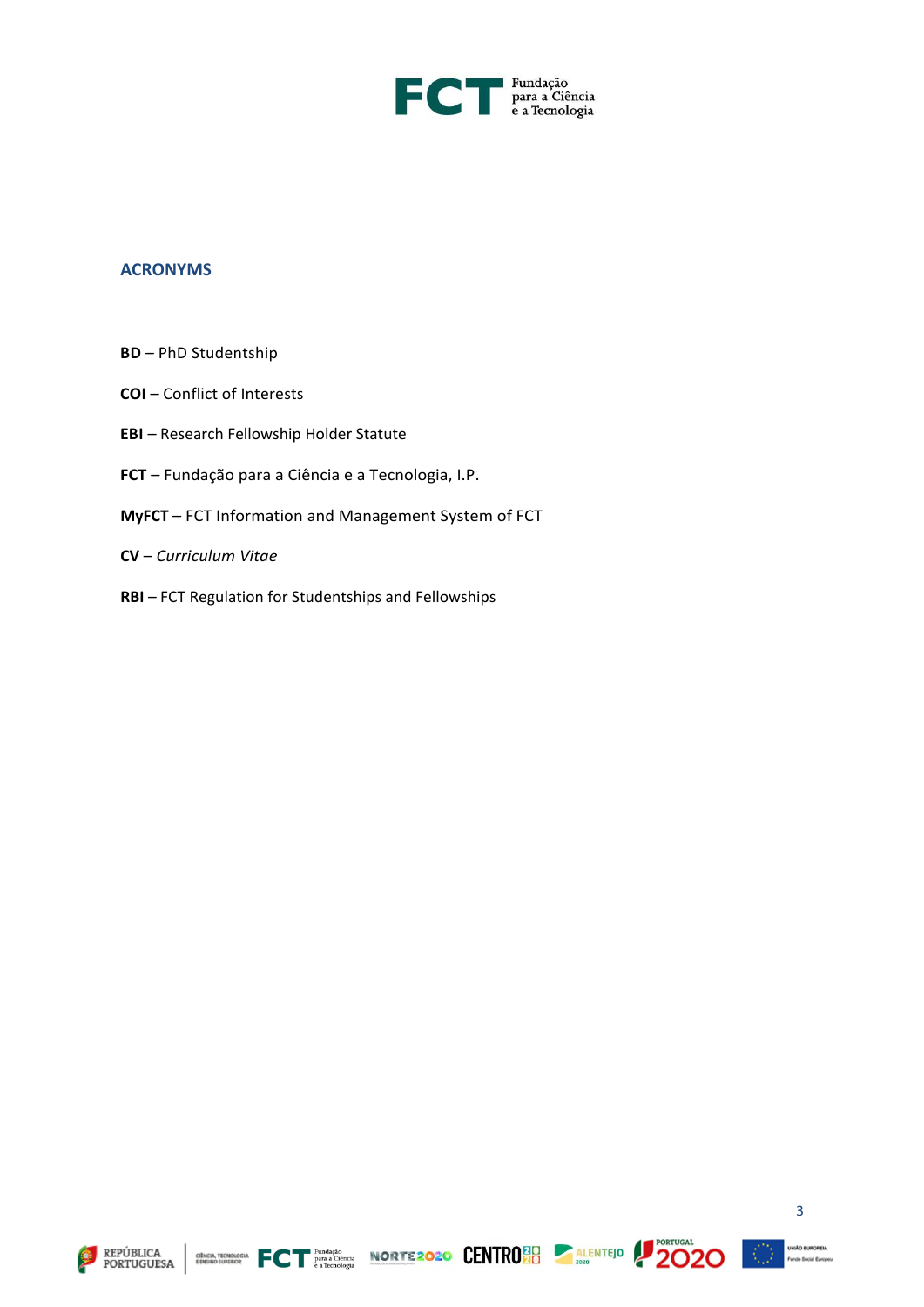## ACRONYMS

**BD** – PhD Studentship

**COI** – Conflict of Interests

**EBI** – Research Fellowship Holder Statute

**FCT** – Fundação para a Ciência e a Tecnologia, I.P.

**MyFCT** – FCT Information and Management System of FCT

**CV** – *Curriculum Vitae*

**RBI** – FCT Regulation for Studentships and Fellowships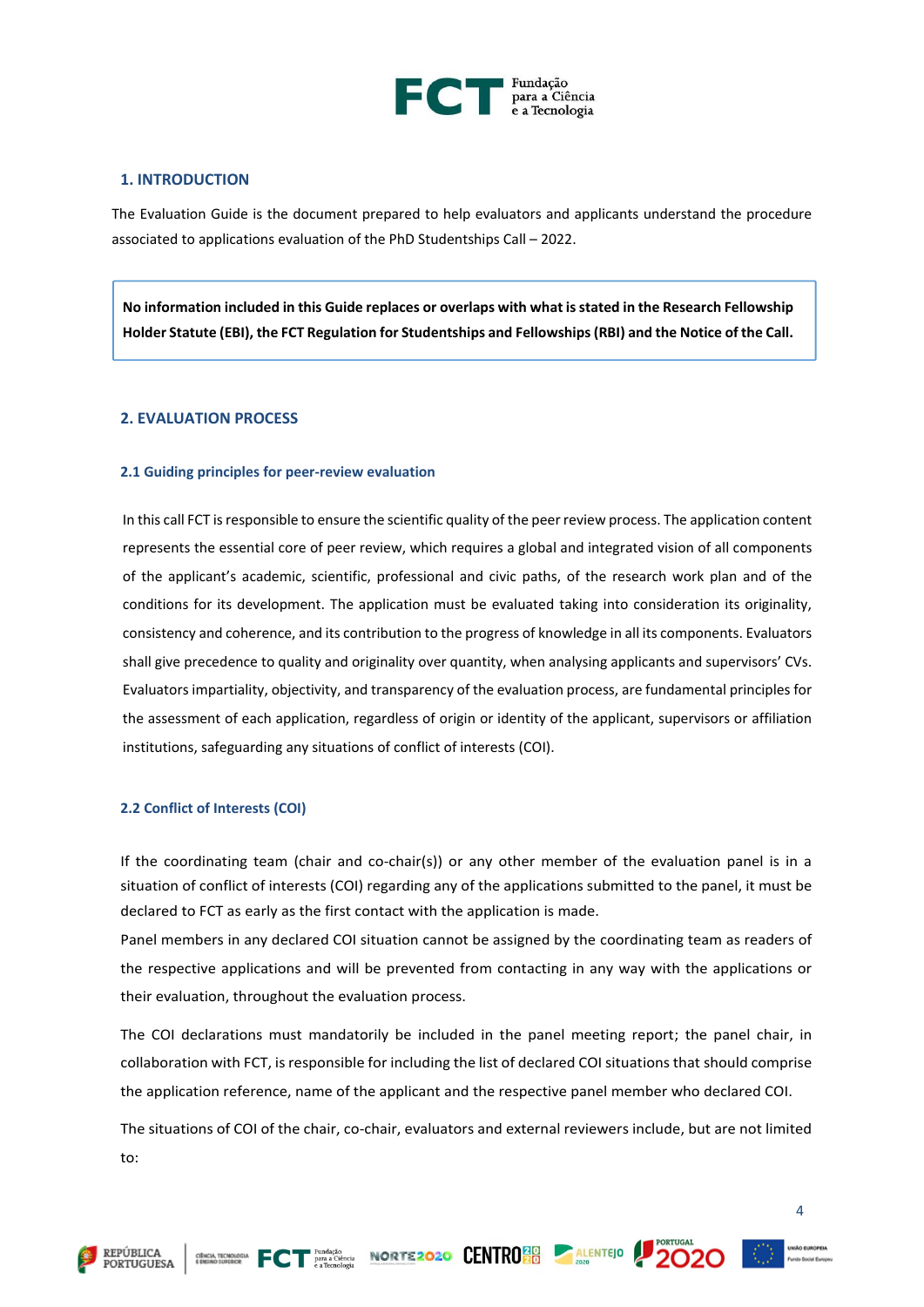## 1. INTRODUCTION

The Evaluation Guide is the document prepared to help evaluators and applicants understand the procedure associated to applications evaluation of the PhD Studentships Call – 2022.

**No information included in this Guide replaces or overlaps with what is stated in the Research Fellowship Holder Statute (EBI), the FCT Regulation for Studentships and Fellowships (RBI) and the Notice of the Call.**

## 2. EVALUATION PROCESS

### 2.1 Guiding principles for peer-review evaluation

In this call FCT is responsible to ensure the scientific quality of the peer review process. The application content represents the essential core of peer review, which requires a global and integrated vision of all components of the applicant's academic, scientific, professional and civic paths, of the research work plan and of the conditions for its development. The application must be evaluated taking into consideration its originality, consistency and coherence, and its contribution to the progress of knowledge in all its components. Evaluators shall give precedence to quality and originality over quantity, when analysing applicants and supervisors' CVs. Evaluators impartiality, objectivity, and transparency of the evaluation process, are fundamental principles for the assessment of each application, regardless of origin or identity of the applicant, supervisors or affiliation institutions, safeguarding any situations of conflict of interests (COI).

### 2.2 Conflict of Interests (COI)

If the coordinating team (chair and co-chair(s)) or any other member of the evaluation panel is in a situation of conflict of interests (COI) regarding any of the applications submitted to the panel, it must be declared to FCT as early as the first contact with the application is made.

Panel members in any declared COI situation cannot be assigned by the coordinating team as readers of the respective applications and will be prevented from contacting in any way with the applications or their evaluation, throughout the evaluation process.

The COI declarations must mandatorily be included in the panel meeting report; the panel chair, in collaboration with FCT, is responsible for including the list of declared COI situations that should comprise the application reference, name of the applicant and the respective panel member who declared COI.

The situations of COI of the chair, co-chair, evaluators and external reviewers include, but are not limited to: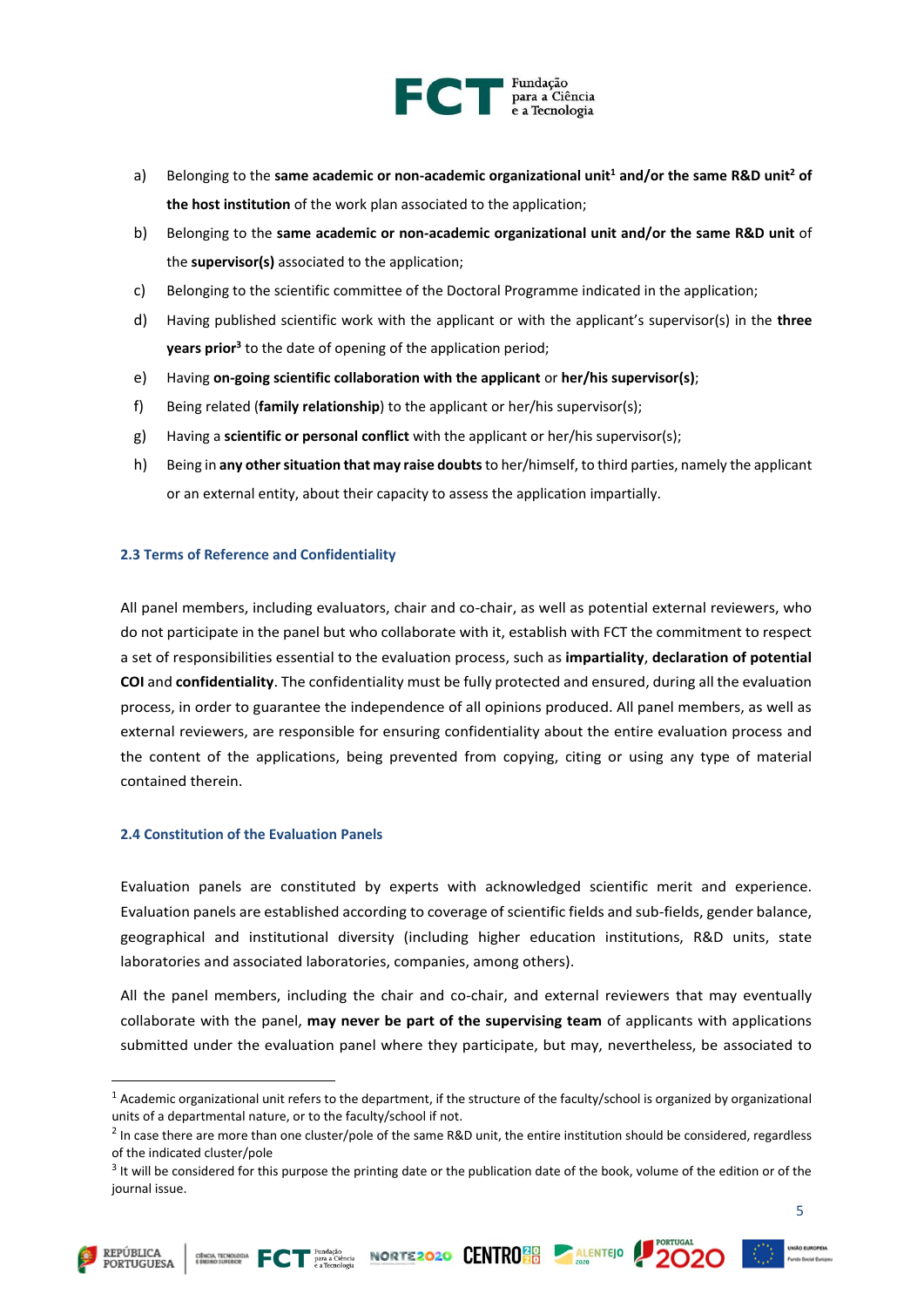a) Belonging to the **same academic or non-academic organizational unit**[1] **and/or the same R&D unit**[2] **of the host institution** of the work plan associated to the application;

b) Belonging to the **same academic or non-academic organizational unit and/or the same R&D unit** of the **supervisor(s)** associated to the application;

c) Belonging to the scientific committee of the Doctoral Programme indicated in the application;

d) Having published scientific work with the applicant or with the applicant's supervisor(s) in the **three years prior**[3] to the date of opening of the application period;

e) Having **on-going scientific collaboration with the applicant** or **her/his supervisor(s)**;

f) Being related (**family relationship**) to the applicant or her/his supervisor(s);

g) Having a **scientific or personal conflict** with the applicant or her/his supervisor(s);

h) Being in **any other situation that may raise doubts** to her/himself, to third parties, namely the applicant or an external entity, about their capacity to assess the application impartially.

### 2.3 Terms of Reference and Confidentiality

All panel members, including evaluators, chair and co-chair, as well as potential external reviewers, who do not participate in the panel but who collaborate with it, establish with FCT the commitment to respect a set of responsibilities essential to the evaluation process, such as **impartiality**, **declaration of potential COI** and **confidentiality**. The confidentiality must be fully protected and ensured, during all the evaluation process, in order to guarantee the independence of all opinions produced. All panel members, as well as external reviewers, are responsible for ensuring confidentiality about the entire evaluation process and the content of the applications, being prevented from copying, citing or using any type of material contained therein.

### 2.4 Constitution of the Evaluation Panels

Evaluation panels are constituted by experts with acknowledged scientific merit and experience. Evaluation panels are established according to coverage of scientific fields and sub-fields, gender balance, geographical and institutional diversity (including higher education institutions, R&D units, state laboratories and associated laboratories, companies, among others).

All the panel members, including the chair and co-chair, and external reviewers that may eventually collaborate with the panel, **may never be part of the supervising team** of applicants with applications submitted under the evaluation panel where they participate, but may, nevertheless, be associated to

---

[1] Academic organizational unit refers to the department, if the structure of the faculty/school is organized by organizational units of a departmental nature, or to the faculty/school if not.

[2] In case there are more than one cluster/pole of the same R&D unit, the entire institution should be considered, regardless of the indicated cluster/pole

[3] It will be considered for this purpose the printing date or the publication date of the book, volume of the edition or of the journal issue.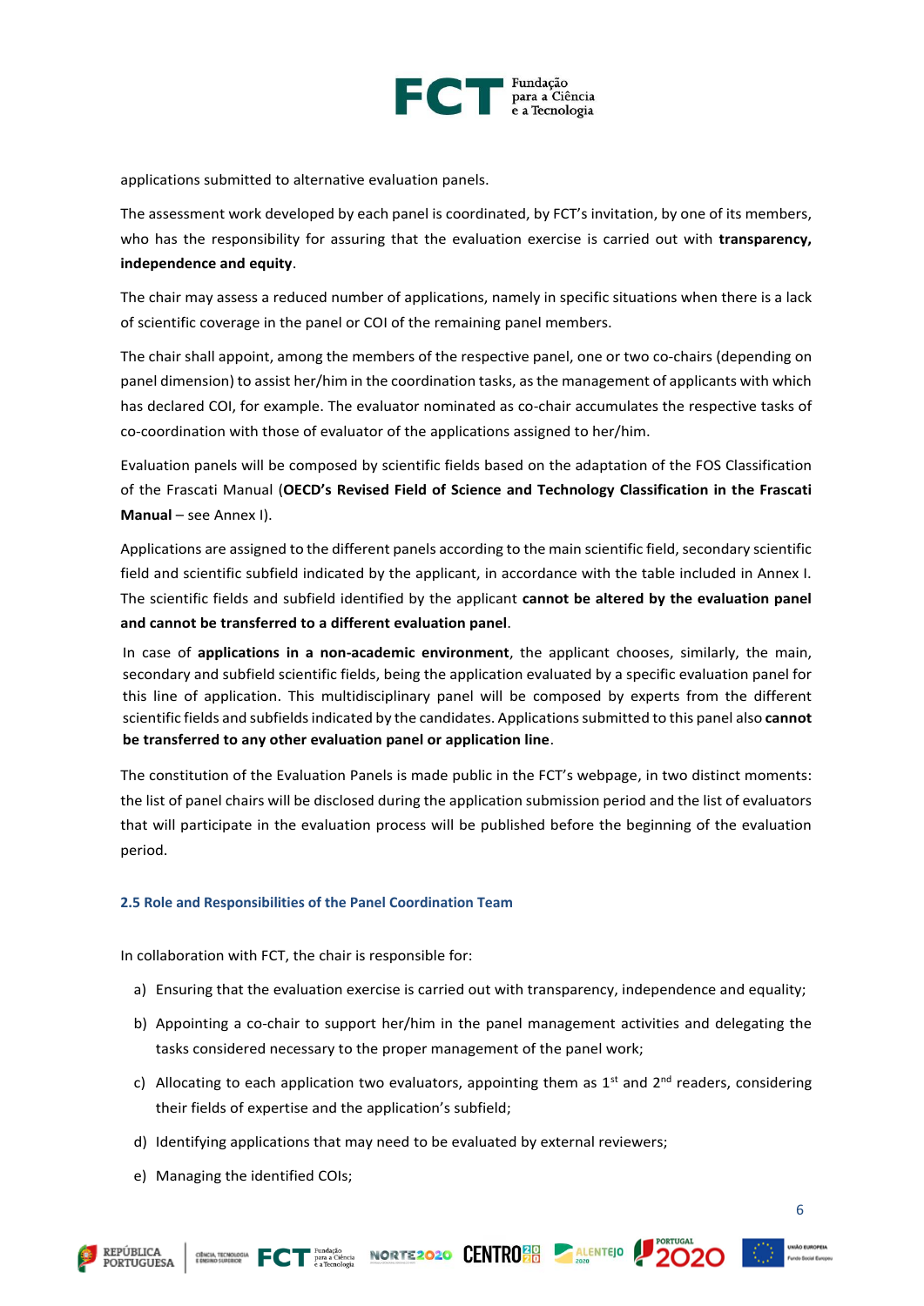applications submitted to alternative evaluation panels.

The assessment work developed by each panel is coordinated, by FCT's invitation, by one of its members, who has the responsibility for assuring that the evaluation exercise is carried out with **transparency, independence and equity**.

The chair may assess a reduced number of applications, namely in specific situations when there is a lack of scientific coverage in the panel or COI of the remaining panel members.

The chair shall appoint, among the members of the respective panel, one or two co-chairs (depending on panel dimension) to assist her/him in the coordination tasks, as the management of applicants with which has declared COI, for example. The evaluator nominated as co-chair accumulates the respective tasks of co-coordination with those of evaluator of the applications assigned to her/him.

Evaluation panels will be composed by scientific fields based on the adaptation of the FOS Classification of the Frascati Manual (**OECD's Revised Field of Science and Technology Classification in the Frascati Manual** – see Annex I).

Applications are assigned to the different panels according to the main scientific field, secondary scientific field and scientific subfield indicated by the applicant, in accordance with the table included in Annex I. The scientific fields and subfield identified by the applicant **cannot be altered by the evaluation panel and cannot be transferred to a different evaluation panel**.

In case of **applications in a non-academic environment**, the applicant chooses, similarly, the main, secondary and subfield scientific fields, being the application evaluated by a specific evaluation panel for this line of application. This multidisciplinary panel will be composed by experts from the different scientific fields and subfields indicated by the candidates. Applications submitted to this panel also **cannot be transferred to any other evaluation panel or application line**.

The constitution of the Evaluation Panels is made public in the FCT's webpage, in two distinct moments: the list of panel chairs will be disclosed during the application submission period and the list of evaluators that will participate in the evaluation process will be published before the beginning of the evaluation period.

### 2.5 Role and Responsibilities of the Panel Coordination Team

In collaboration with FCT, the chair is responsible for:

a) Ensuring that the evaluation exercise is carried out with transparency, independence and equality;

b) Appointing a co-chair to support her/him in the panel management activities and delegating the tasks considered necessary to the proper management of the panel work;

c) Allocating to each application two evaluators, appointing them as 1st and 2nd readers, considering their fields of expertise and the application's subfield;

d) Identifying applications that may need to be evaluated by external reviewers;

e) Managing the identified COIs;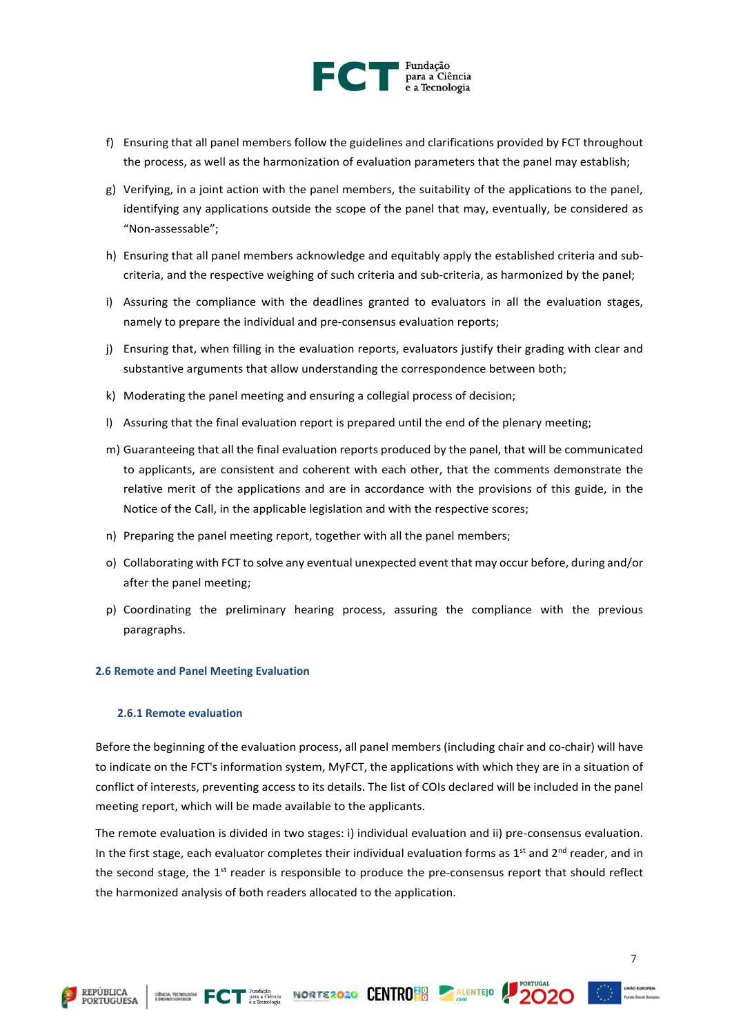f) Ensuring that all panel members follow the guidelines and clarifications provided by FCT throughout the process, as well as the harmonization of evaluation parameters that the panel may establish;

g) Verifying, in a joint action with the panel members, the suitability of the applications to the panel, identifying any applications outside the scope of the panel that may, eventually, be considered as “Non-assessable”;

h) Ensuring that all panel members acknowledge and equitably apply the established criteria and sub-criteria, and the respective weighing of such criteria and sub-criteria, as harmonized by the panel;

i) Assuring the compliance with the deadlines granted to evaluators in all the evaluation stages, namely to prepare the individual and pre-consensus evaluation reports;

j) Ensuring that, when filling in the evaluation reports, evaluators justify their grading with clear and substantive arguments that allow understanding the correspondence between both;

k) Moderating the panel meeting and ensuring a collegial process of decision;

l) Assuring that the final evaluation report is prepared until the end of the plenary meeting;

m) Guaranteeing that all the final evaluation reports produced by the panel, that will be communicated to applicants, are consistent and coherent with each other, that the comments demonstrate the relative merit of the applications and are in accordance with the provisions of this guide, in the Notice of the Call, in the applicable legislation and with the respective scores;

n) Preparing the panel meeting report, together with all the panel members;

o) Collaborating with FCT to solve any eventual unexpected event that may occur before, during and/or after the panel meeting;

p) Coordinating the preliminary hearing process, assuring the compliance with the previous paragraphs.

## 2.6 Remote and Panel Meeting Evaluation

### 2.6.1 Remote evaluation

Before the beginning of the evaluation process, all panel members (including chair and co-chair) will have to indicate on the FCT's information system, MyFCT, the applications with which they are in a situation of conflict of interests, preventing access to its details. The list of COIs declared will be included in the panel meeting report, which will be made available to the applicants.

The remote evaluation is divided in two stages: i) individual evaluation and ii) pre-consensus evaluation. In the first stage, each evaluator completes their individual evaluation forms as 1st and 2nd reader, and in the second stage, the 1st reader is responsible to produce the pre-consensus report that should reflect the harmonized analysis of both readers allocated to the application.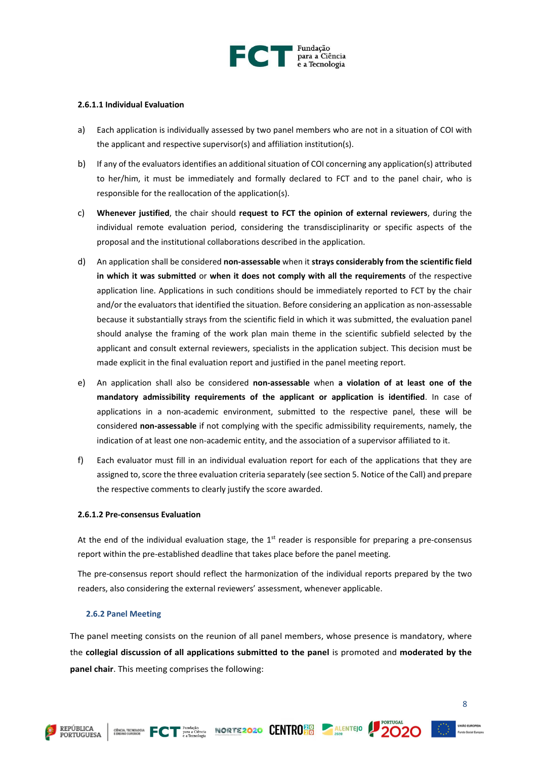#### 2.6.1.1 Individual Evaluation

a) Each application is individually assessed by two panel members who are not in a situation of COI with the applicant and respective supervisor(s) and affiliation institution(s).

b) If any of the evaluators identifies an additional situation of COI concerning any application(s) attributed to her/him, it must be immediately and formally declared to FCT and to the panel chair, who is responsible for the reallocation of the application(s).

c) **Whenever justified**, the chair should **request to FCT the opinion of external reviewers**, during the individual remote evaluation period, considering the transdisciplinarity or specific aspects of the proposal and the institutional collaborations described in the application.

d) An application shall be considered **non-assessable** when it **strays considerably from the scientific field in which it was submitted** or **when it does not comply with all the requirements** of the respective application line. Applications in such conditions should be immediately reported to FCT by the chair and/or the evaluators that identified the situation. Before considering an application as non-assessable because it substantially strays from the scientific field in which it was submitted, the evaluation panel should analyse the framing of the work plan main theme in the scientific subfield selected by the applicant and consult external reviewers, specialists in the application subject. This decision must be made explicit in the final evaluation report and justified in the panel meeting report.

e) An application shall also be considered **non-assessable** when **a violation of at least one of the mandatory admissibility requirements of the applicant or application is identified**. In case of applications in a non-academic environment, submitted to the respective panel, these will be considered **non-assessable** if not complying with the specific admissibility requirements, namely, the indication of at least one non-academic entity, and the association of a supervisor affiliated to it.

f) Each evaluator must fill in an individual evaluation report for each of the applications that they are assigned to, score the three evaluation criteria separately (see section 5. Notice of the Call) and prepare the respective comments to clearly justify the score awarded.

#### 2.6.1.2 Pre-consensus Evaluation

At the end of the individual evaluation stage, the 1st reader is responsible for preparing a pre-consensus report within the pre-established deadline that takes place before the panel meeting.

The pre-consensus report should reflect the harmonization of the individual reports prepared by the two readers, also considering the external reviewers' assessment, whenever applicable.

### 2.6.2 Panel Meeting

The panel meeting consists on the reunion of all panel members, whose presence is mandatory, where the **collegial discussion of all applications submitted to the panel** is promoted and **moderated by the panel chair**. This meeting comprises the following: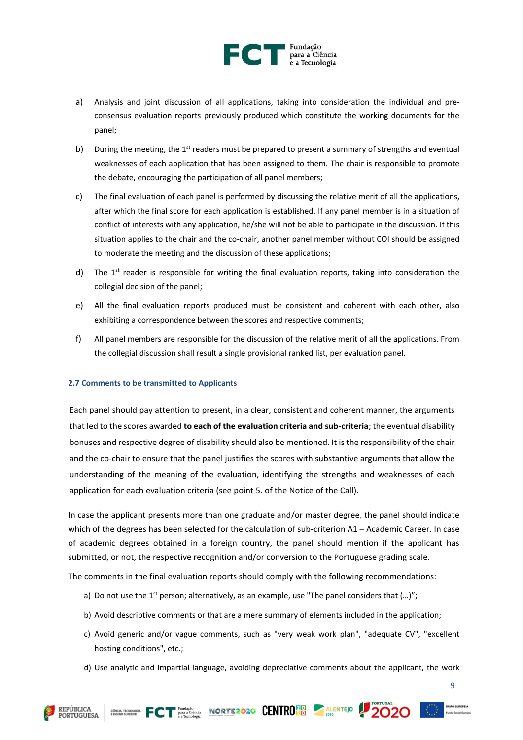a) Analysis and joint discussion of all applications, taking into consideration the individual and pre-consensus evaluation reports previously produced which constitute the working documents for the panel;

b) During the meeting, the 1st readers must be prepared to present a summary of strengths and eventual weaknesses of each application that has been assigned to them. The chair is responsible to promote the debate, encouraging the participation of all panel members;

c) The final evaluation of each panel is performed by discussing the relative merit of all the applications, after which the final score for each application is established. If any panel member is in a situation of conflict of interests with any application, he/she will not be able to participate in the discussion. If this situation applies to the chair and the co-chair, another panel member without COI should be assigned to moderate the meeting and the discussion of these applications;

d) The 1st reader is responsible for writing the final evaluation reports, taking into consideration the collegial decision of the panel;

e) All the final evaluation reports produced must be consistent and coherent with each other, also exhibiting a correspondence between the scores and respective comments;

f) All panel members are responsible for the discussion of the relative merit of all the applications. From the collegial discussion shall result a single provisional ranked list, per evaluation panel.

### 2.7 Comments to be transmitted to Applicants

Each panel should pay attention to present, in a clear, consistent and coherent manner, the arguments that led to the scores awarded **to each of the evaluation criteria and sub-criteria**; the eventual disability bonuses and respective degree of disability should also be mentioned. It is the responsibility of the chair and the co-chair to ensure that the panel justifies the scores with substantive arguments that allow the understanding of the meaning of the evaluation, identifying the strengths and weaknesses of each application for each evaluation criteria (see point 5. of the Notice of the Call).

In case the applicant presents more than one graduate and/or master degree, the panel should indicate which of the degrees has been selected for the calculation of sub-criterion A1 – Academic Career. In case of academic degrees obtained in a foreign country, the panel should mention if the applicant has submitted, or not, the respective recognition and/or conversion to the Portuguese grading scale.

The comments in the final evaluation reports should comply with the following recommendations:

a) Do not use the 1st person; alternatively, as an example, use "The panel considers that (…)";

b) Avoid descriptive comments or that are a mere summary of elements included in the application;

c) Avoid generic and/or vague comments, such as "very weak work plan", "adequate CV", "excellent hosting conditions", etc.;

d) Use analytic and impartial language, avoiding depreciative comments about the applicant, the work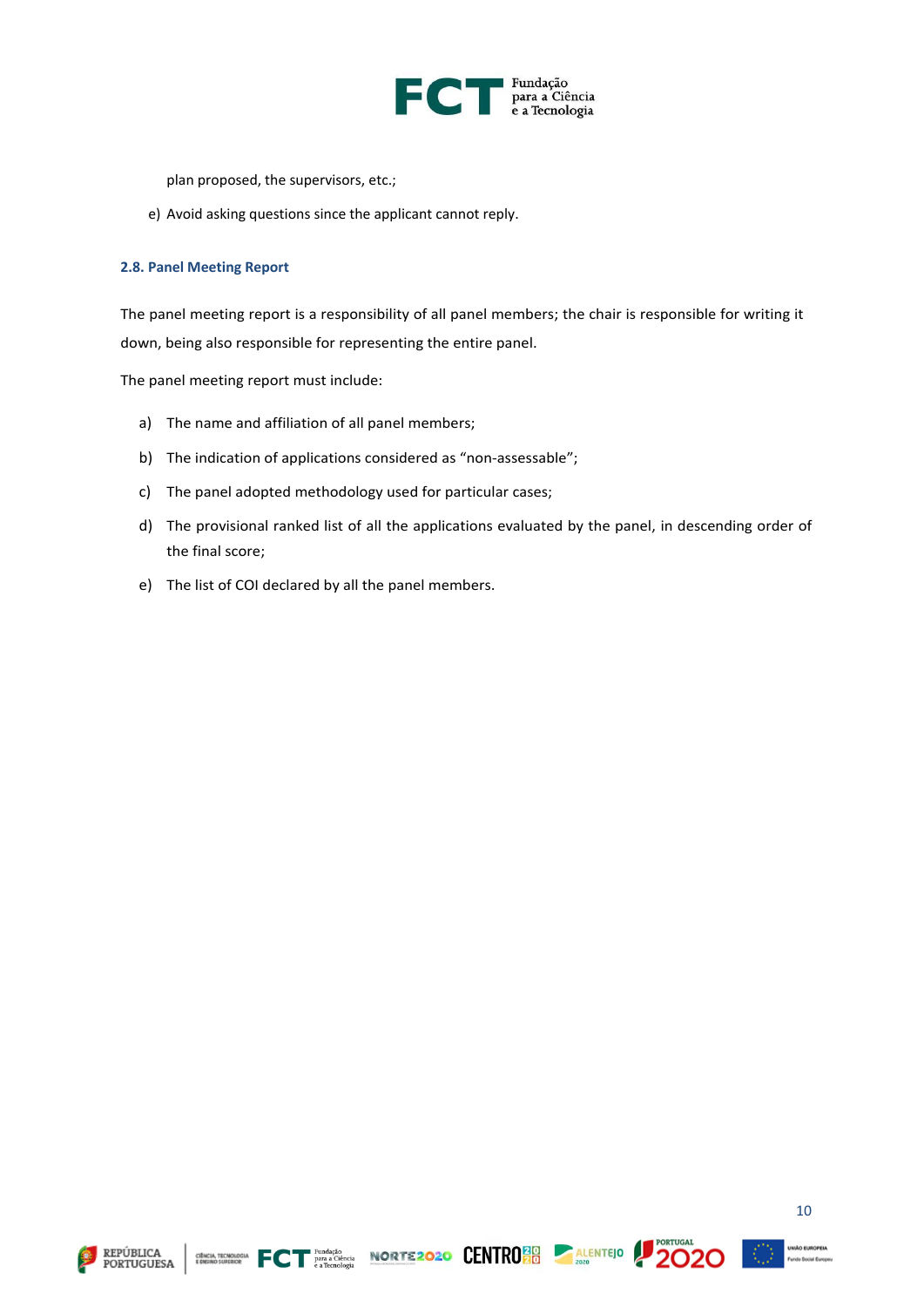plan proposed, the supervisors, etc.;

e) Avoid asking questions since the applicant cannot reply.

### 2.8. Panel Meeting Report

The panel meeting report is a responsibility of all panel members; the chair is responsible for writing it down, being also responsible for representing the entire panel.

The panel meeting report must include:

a) The name and affiliation of all panel members;

b) The indication of applications considered as “non-assessable”;

c) The panel adopted methodology used for particular cases;

d) The provisional ranked list of all the applications evaluated by the panel, in descending order of the final score;

e) The list of COI declared by all the panel members.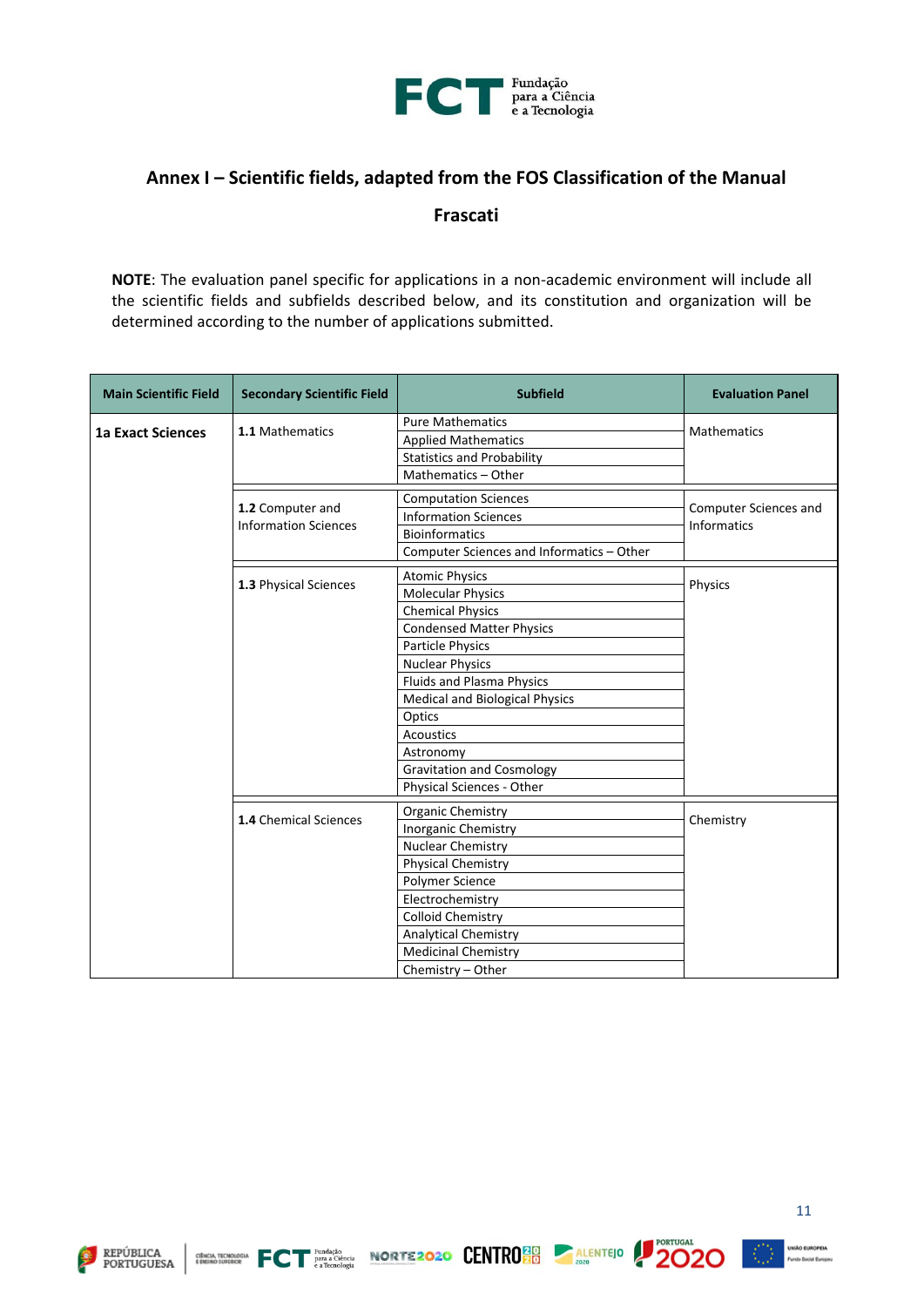## Annex I – Scientific fields, adapted from the FOS Classification of the Manual Frascati

**NOTE**: The evaluation panel specific for applications in a non-academic environment will include all the scientific fields and subfields described below, and its constitution and organization will be determined according to the number of applications submitted.

| Main Scientific Field | Secondary Scientific Field | Subfield | Evaluation Panel |
|---|---|---|---|
| **1a Exact Sciences** | **1.1** Mathematics | Pure Mathematics | Mathematics |
| | | Applied Mathematics | |
| | | Statistics and Probability | |
| | | Mathematics – Other | |
| | **1.2** Computer and Information Sciences | Computation Sciences | Computer Sciences and Informatics |
| | | Information Sciences | |
| | | Bioinformatics | |
| | | Computer Sciences and Informatics – Other | |
| | **1.3** Physical Sciences | Atomic Physics | Physics |
| | | Molecular Physics | |
| | | Chemical Physics | |
| | | Condensed Matter Physics | |
| | | Particle Physics | |
| | | Nuclear Physics | |
| | | Fluids and Plasma Physics | |
| | | Medical and Biological Physics | |
| | | Optics | |
| | | Acoustics | |
| | | Astronomy | |
| | | Gravitation and Cosmology | |
| | | Physical Sciences - Other | |
| | **1.4** Chemical Sciences | Organic Chemistry | Chemistry |
| | | Inorganic Chemistry | |
| | | Nuclear Chemistry | |
| | | Physical Chemistry | |
| | | Polymer Science | |
| | | Electrochemistry | |
| | | Colloid Chemistry | |
| | | Analytical Chemistry | |
| | | Medicinal Chemistry | |
| | | Chemistry – Other | |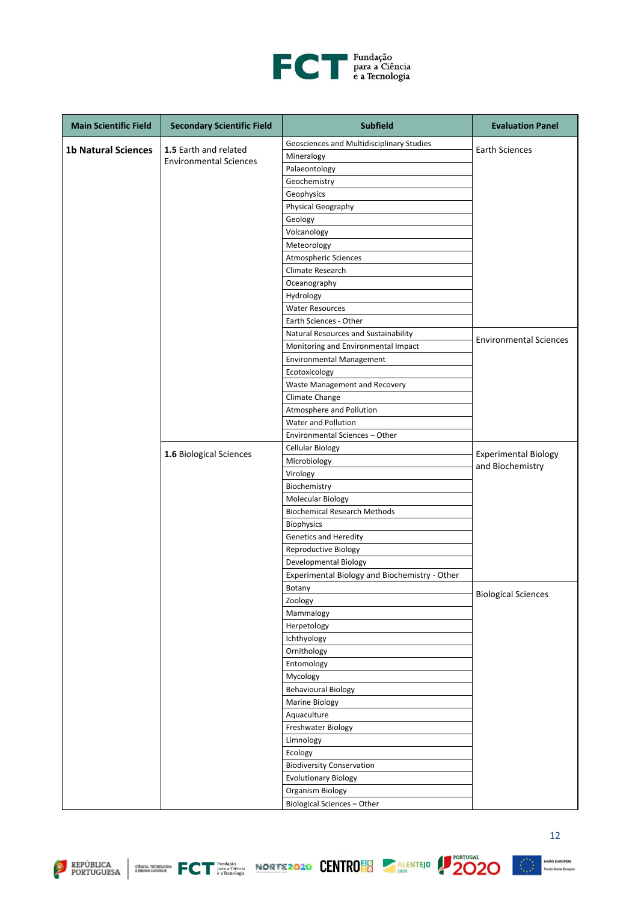| Main Scientific Field | Secondary Scientific Field | Subfield | Evaluation Panel |
|---|---|---|---|
| **1b Natural Sciences** | **1.5** Earth and related Environmental Sciences | Geosciences and Multidisciplinary Studies | Earth Sciences |
| | | Mineralogy | |
| | | Palaeontology | |
| | | Geochemistry | |
| | | Geophysics | |
| | | Physical Geography | |
| | | Geology | |
| | | Volcanology | |
| | | Meteorology | |
| | | Atmospheric Sciences | |
| | | Climate Research | |
| | | Oceanography | |
| | | Hydrology | |
| | | Water Resources | |
| | | Earth Sciences - Other | |
| | | Natural Resources and Sustainability | Environmental Sciences |
| | | Monitoring and Environmental Impact | |
| | | Environmental Management | |
| | | Ecotoxicology | |
| | | Waste Management and Recovery | |
| | | Climate Change | |
| | | Atmosphere and Pollution | |
| | | Water and Pollution | |
| | | Environmental Sciences – Other | |
| | **1.6** Biological Sciences | Cellular Biology | Experimental Biology and Biochemistry |
| | | Microbiology | |
| | | Virology | |
| | | Biochemistry | |
| | | Molecular Biology | |
| | | Biochemical Research Methods | |
| | | Biophysics | |
| | | Genetics and Heredity | |
| | | Reproductive Biology | |
| | | Developmental Biology | |
| | | Experimental Biology and Biochemistry - Other | |
| | | Botany | Biological Sciences |
| | | Zoology | |
| | | Mammalogy | |
| | | Herpetology | |
| | | Ichthyology | |
| | | Ornithology | |
| | | Entomology | |
| | | Mycology | |
| | | Behavioural Biology | |
| | | Marine Biology | |
| | | Aquaculture | |
| | | Freshwater Biology | |
| | | Limnology | |
| | | Ecology | |
| | | Biodiversity Conservation | |
| | | Evolutionary Biology | |
| | | Organism Biology | |
| | | Biological Sciences – Other | |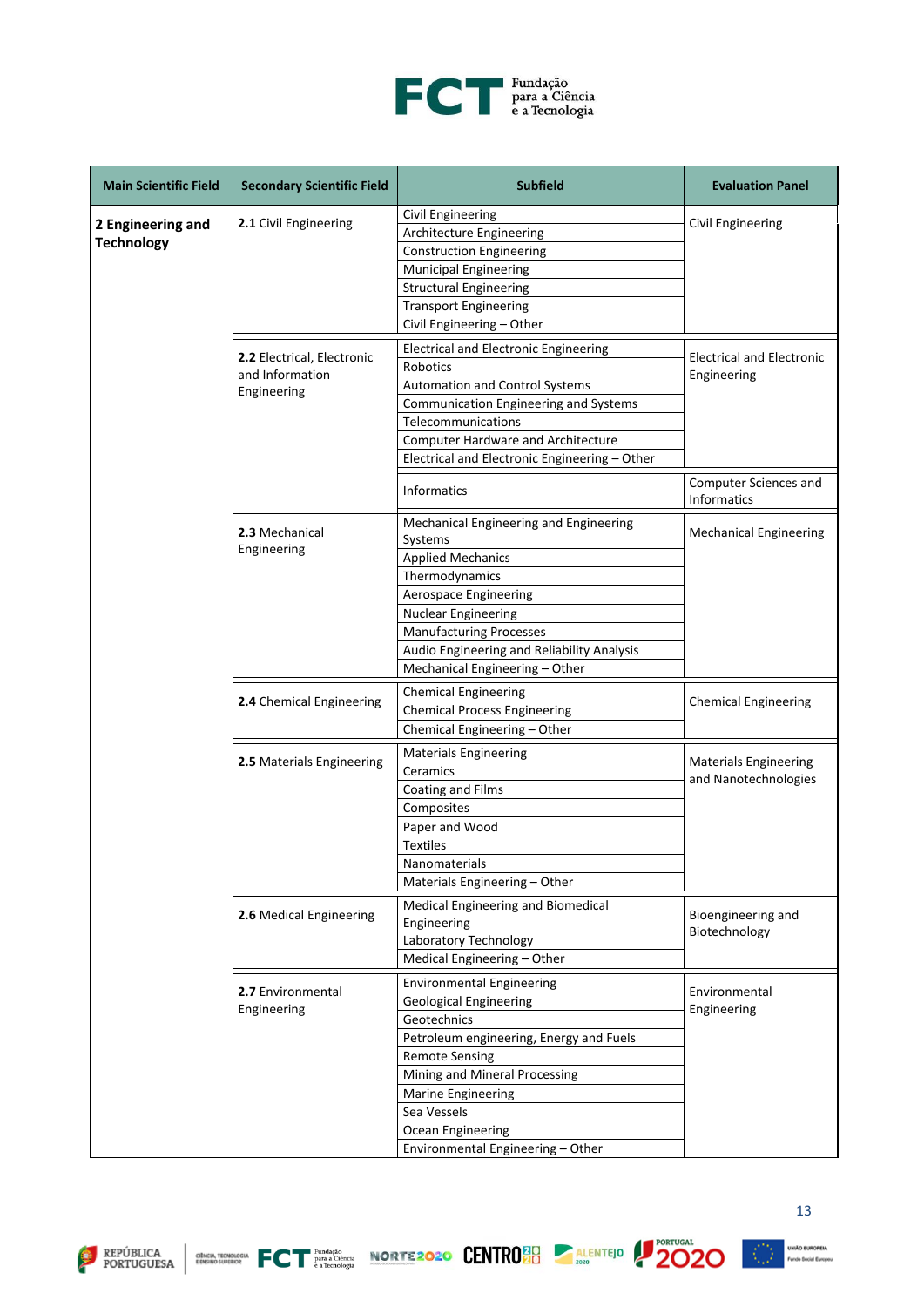| Main Scientific Field | Secondary Scientific Field | Subfield | Evaluation Panel |
|---|---|---|---|
| **2 Engineering and Technology** | **2.1** Civil Engineering | Civil Engineering | Civil Engineering |
| | | Architecture Engineering | |
| | | Construction Engineering | |
| | | Municipal Engineering | |
| | | Structural Engineering | |
| | | Transport Engineering | |
| | | Civil Engineering – Other | |
| | **2.2** Electrical, Electronic and Information Engineering | Electrical and Electronic Engineering | Electrical and Electronic Engineering |
| | | Robotics | |
| | | Automation and Control Systems | |
| | | Communication Engineering and Systems | |
| | | Telecommunications | |
| | | Computer Hardware and Architecture | |
| | | Electrical and Electronic Engineering – Other | |
| | | Informatics | Computer Sciences and Informatics |
| | **2.3** Mechanical Engineering | Mechanical Engineering and Engineering Systems | Mechanical Engineering |
| | | Applied Mechanics | |
| | | Thermodynamics | |
| | | Aerospace Engineering | |
| | | Nuclear Engineering | |
| | | Manufacturing Processes | |
| | | Audio Engineering and Reliability Analysis | |
| | | Mechanical Engineering – Other | |
| | **2.4** Chemical Engineering | Chemical Engineering | Chemical Engineering |
| | | Chemical Process Engineering | |
| | | Chemical Engineering – Other | |
| | **2.5** Materials Engineering | Materials Engineering | Materials Engineering and Nanotechnologies |
| | | Ceramics | |
| | | Coating and Films | |
| | | Composites | |
| | | Paper and Wood | |
| | | Textiles | |
| | | Nanomaterials | |
| | | Materials Engineering – Other | |
| | **2.6** Medical Engineering | Medical Engineering and Biomedical Engineering | Bioengineering and Biotechnology |
| | | Laboratory Technology | |
| | | Medical Engineering – Other | |
| | **2.7** Environmental Engineering | Environmental Engineering | Environmental Engineering |
| | | Geological Engineering | |
| | | Geotechnics | |
| | | Petroleum engineering, Energy and Fuels | |
| | | Remote Sensing | |
| | | Mining and Mineral Processing | |
| | | Marine Engineering | |
| | | Sea Vessels | |
| | | Ocean Engineering | |
| | | Environmental Engineering – Other | |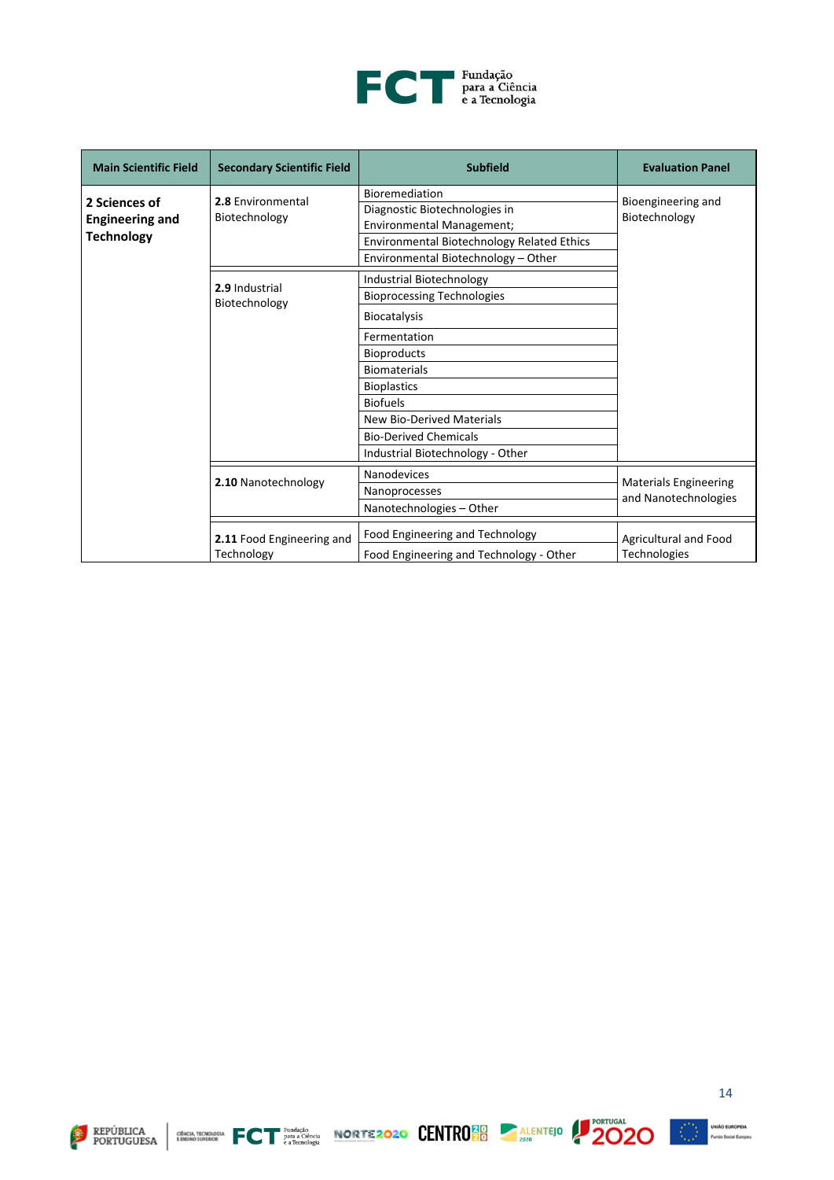| Main Scientific Field | Secondary Scientific Field | Subfield | Evaluation Panel |
|---|---|---|---|
| **2 Sciences of Engineering and Technology** | **2.8** Environmental Biotechnology | Bioremediation | Bioengineering and Biotechnology |
| | | Diagnostic Biotechnologies in Environmental Management; | |
| | | Environmental Biotechnology Related Ethics | |
| | | Environmental Biotechnology – Other | |
| | **2.9** Industrial Biotechnology | Industrial Biotechnology | |
| | | Bioprocessing Technologies | |
| | | Biocatalysis | |
| | | Fermentation | |
| | | Bioproducts | |
| | | Biomaterials | |
| | | Bioplastics | |
| | | Biofuels | |
| | | New Bio-Derived Materials | |
| | | Bio-Derived Chemicals | |
| | | Industrial Biotechnology - Other | |
| | **2.10** Nanotechnology | Nanodevices | Materials Engineering and Nanotechnologies |
| | | Nanoprocesses | |
| | | Nanotechnologies – Other | |
| | **2.11** Food Engineering and Technology | Food Engineering and Technology | Agricultural and Food Technologies |
| | | Food Engineering and Technology - Other | |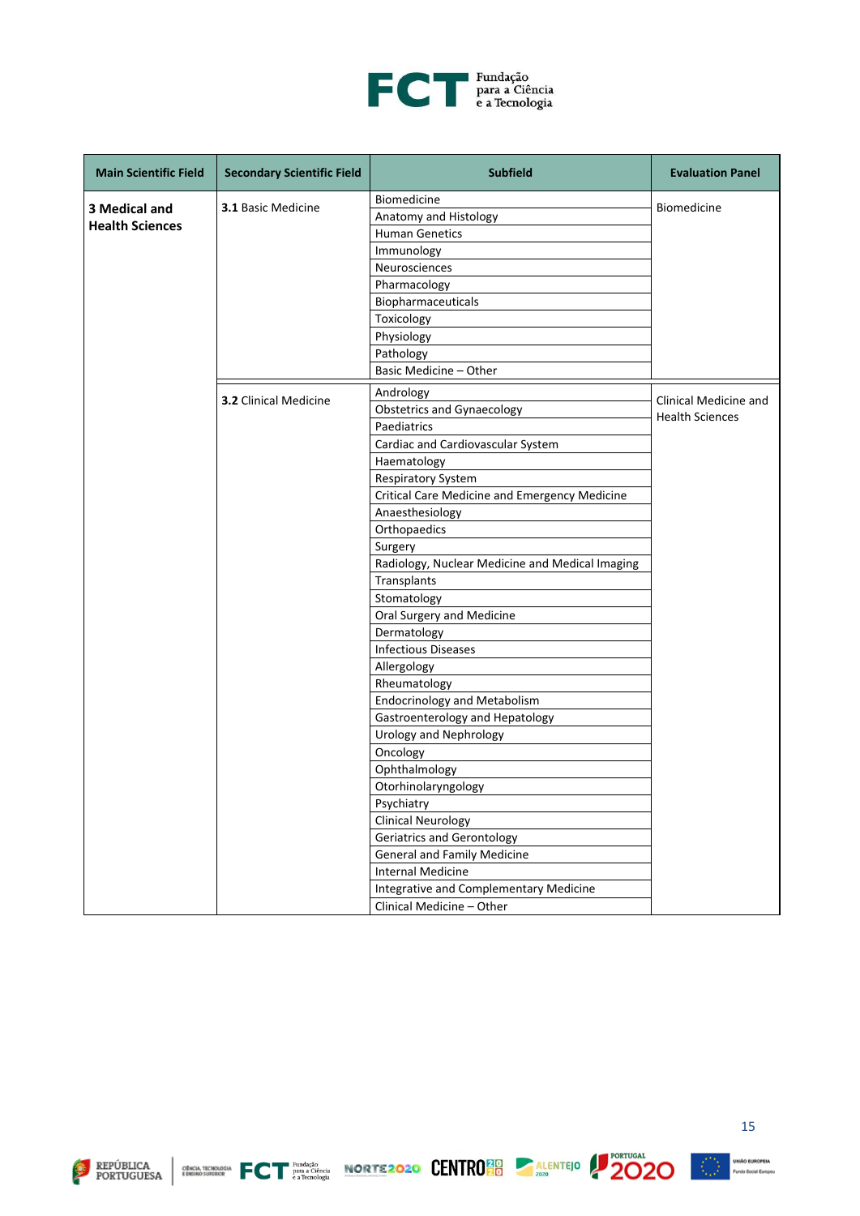| Main Scientific Field | Secondary Scientific Field | Subfield | Evaluation Panel |
|---|---|---|---|
| **3 Medical and Health Sciences** | **3.1** Basic Medicine | Biomedicine | Biomedicine |
| | | Anatomy and Histology | |
| | | Human Genetics | |
| | | Immunology | |
| | | Neurosciences | |
| | | Pharmacology | |
| | | Biopharmaceuticals | |
| | | Toxicology | |
| | | Physiology | |
| | | Pathology | |
| | | Basic Medicine – Other | |
| | **3.2** Clinical Medicine | Andrology | Clinical Medicine and Health Sciences |
| | | Obstetrics and Gynaecology | |
| | | Paediatrics | |
| | | Cardiac and Cardiovascular System | |
| | | Haematology | |
| | | Respiratory System | |
| | | Critical Care Medicine and Emergency Medicine | |
| | | Anaesthesiology | |
| | | Orthopaedics | |
| | | Surgery | |
| | | Radiology, Nuclear Medicine and Medical Imaging | |
| | | Transplants | |
| | | Stomatology | |
| | | Oral Surgery and Medicine | |
| | | Dermatology | |
| | | Infectious Diseases | |
| | | Allergology | |
| | | Rheumatology | |
| | | Endocrinology and Metabolism | |
| | | Gastroenterology and Hepatology | |
| | | Urology and Nephrology | |
| | | Oncology | |
| | | Ophthalmology | |
| | | Otorhinolaryngology | |
| | | Psychiatry | |
| | | Clinical Neurology | |
| | | Geriatrics and Gerontology | |
| | | General and Family Medicine | |
| | | Internal Medicine | |
| | | Integrative and Complementary Medicine | |
| | | Clinical Medicine – Other | |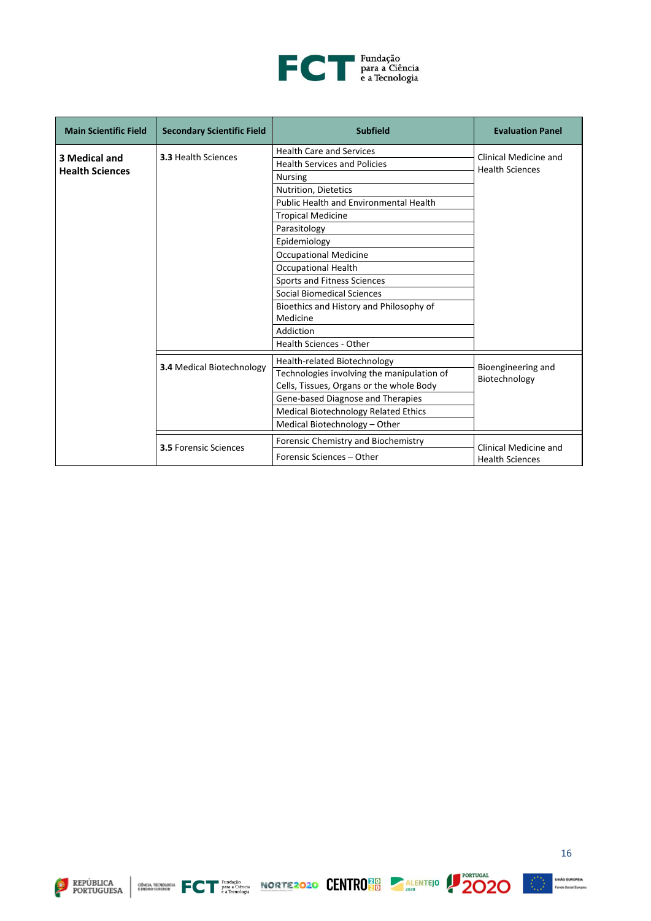| Main Scientific Field | Secondary Scientific Field | Subfield | Evaluation Panel |
|---|---|---|---|
| **3 Medical and Health Sciences** | **3.3** Health Sciences | Health Care and Services | Clinical Medicine and Health Sciences |
| | | Health Services and Policies | |
| | | Nursing | |
| | | Nutrition, Dietetics | |
| | | Public Health and Environmental Health | |
| | | Tropical Medicine | |
| | | Parasitology | |
| | | Epidemiology | |
| | | Occupational Medicine | |
| | | Occupational Health | |
| | | Sports and Fitness Sciences | |
| | | Social Biomedical Sciences | |
| | | Bioethics and History and Philosophy of Medicine | |
| | | Addiction | |
| | | Health Sciences - Other | |
| | **3.4** Medical Biotechnology | Health-related Biotechnology | Bioengineering and Biotechnology |
| | | Technologies involving the manipulation of Cells, Tissues, Organs or the whole Body | |
| | | Gene-based Diagnose and Therapies | |
| | | Medical Biotechnology Related Ethics | |
| | | Medical Biotechnology – Other | |
| | **3.5** Forensic Sciences | Forensic Chemistry and Biochemistry | Clinical Medicine and Health Sciences |
| | | Forensic Sciences – Other | |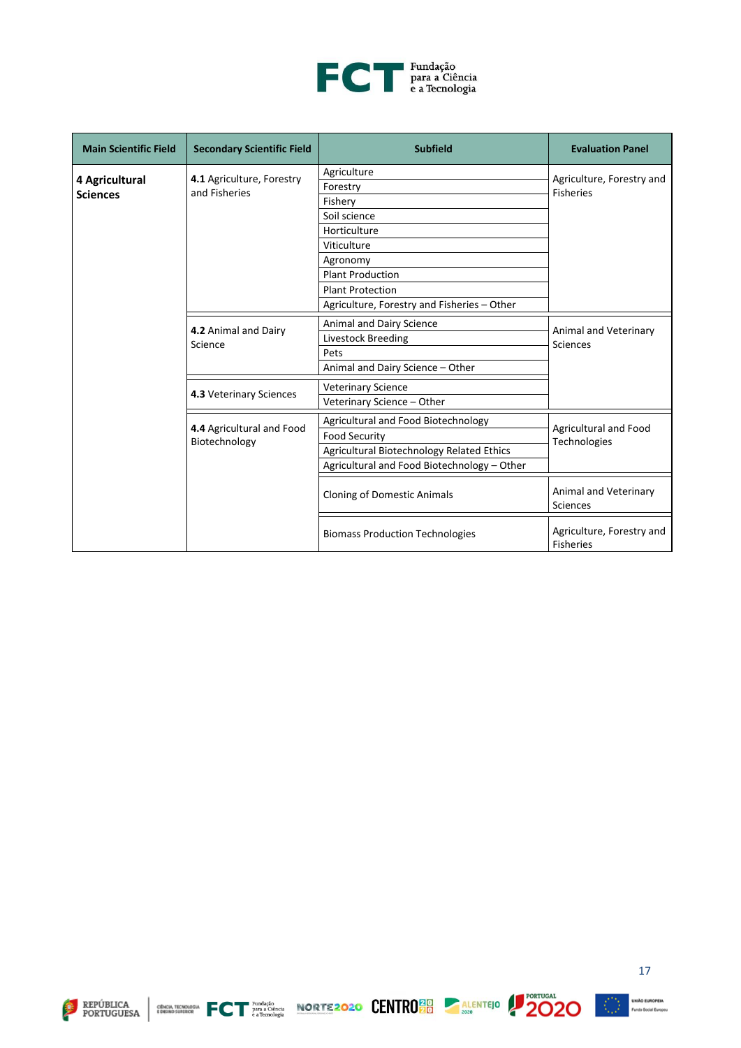| Main Scientific Field | Secondary Scientific Field | Subfield | Evaluation Panel |
|---|---|---|---|
| **4 Agricultural Sciences** | **4.1** Agriculture, Forestry and Fisheries | Agriculture | Agriculture, Forestry and Fisheries |
| | | Forestry | |
| | | Fishery | |
| | | Soil science | |
| | | Horticulture | |
| | | Viticulture | |
| | | Agronomy | |
| | | Plant Production | |
| | | Plant Protection | |
| | | Agriculture, Forestry and Fisheries – Other | |
| | **4.2** Animal and Dairy Science | Animal and Dairy Science | Animal and Veterinary Sciences |
| | | Livestock Breeding | |
| | | Pets | |
| | | Animal and Dairy Science – Other | |
| | **4.3** Veterinary Sciences | Veterinary Science | |
| | | Veterinary Science – Other | |
| | **4.4** Agricultural and Food Biotechnology | Agricultural and Food Biotechnology | Agricultural and Food Technologies |
| | | Food Security | |
| | | Agricultural Biotechnology Related Ethics | |
| | | Agricultural and Food Biotechnology – Other | |
| | | Cloning of Domestic Animals | Animal and Veterinary Sciences |
| | | Biomass Production Technologies | Agriculture, Forestry and Fisheries |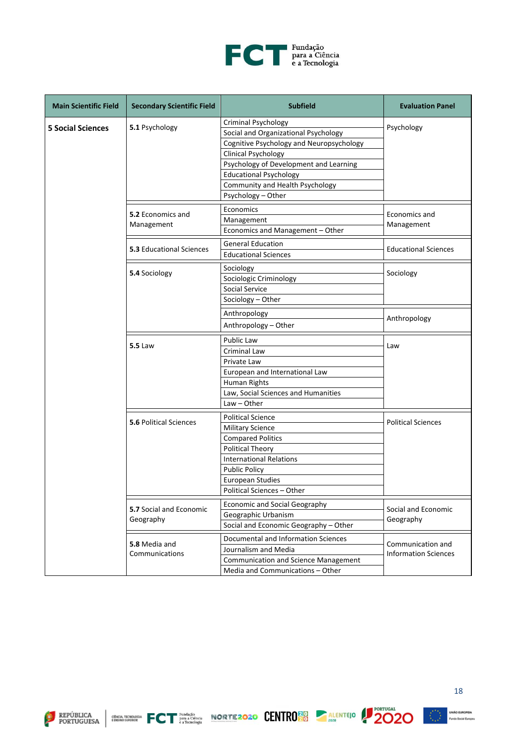| Main Scientific Field | Secondary Scientific Field | Subfield | Evaluation Panel |
|---|---|---|---|
| **5 Social Sciences** | **5.1** Psychology | Criminal Psychology | Psychology |
| | | Social and Organizational Psychology | |
| | | Cognitive Psychology and Neuropsychology | |
| | | Clinical Psychology | |
| | | Psychology of Development and Learning | |
| | | Educational Psychology | |
| | | Community and Health Psychology | |
| | | Psychology – Other | |
| | **5.2** Economics and Management | Economics | Economics and Management |
| | | Management | |
| | | Economics and Management – Other | |
| | **5.3** Educational Sciences | General Education | Educational Sciences |
| | | Educational Sciences | |
| | **5.4** Sociology | Sociology | Sociology |
| | | Sociologic Criminology | |
| | | Social Service | |
| | | Sociology – Other | |
| | | Anthropology | Anthropology |
| | | Anthropology – Other | |
| | **5.5** Law | Public Law | Law |
| | | Criminal Law | |
| | | Private Law | |
| | | European and International Law | |
| | | Human Rights | |
| | | Law, Social Sciences and Humanities | |
| | | Law – Other | |
| | **5.6** Political Sciences | Political Science | Political Sciences |
| | | Military Science | |
| | | Compared Politics | |
| | | Political Theory | |
| | | International Relations | |
| | | Public Policy | |
| | | European Studies | |
| | | Political Sciences – Other | |
| | **5.7** Social and Economic Geography | Economic and Social Geography | Social and Economic Geography |
| | | Geographic Urbanism | |
| | | Social and Economic Geography – Other | |
| | **5.8** Media and Communications | Documental and Information Sciences | Communication and Information Sciences |
| | | Journalism and Media | |
| | | Communication and Science Management | |
| | | Media and Communications – Other | |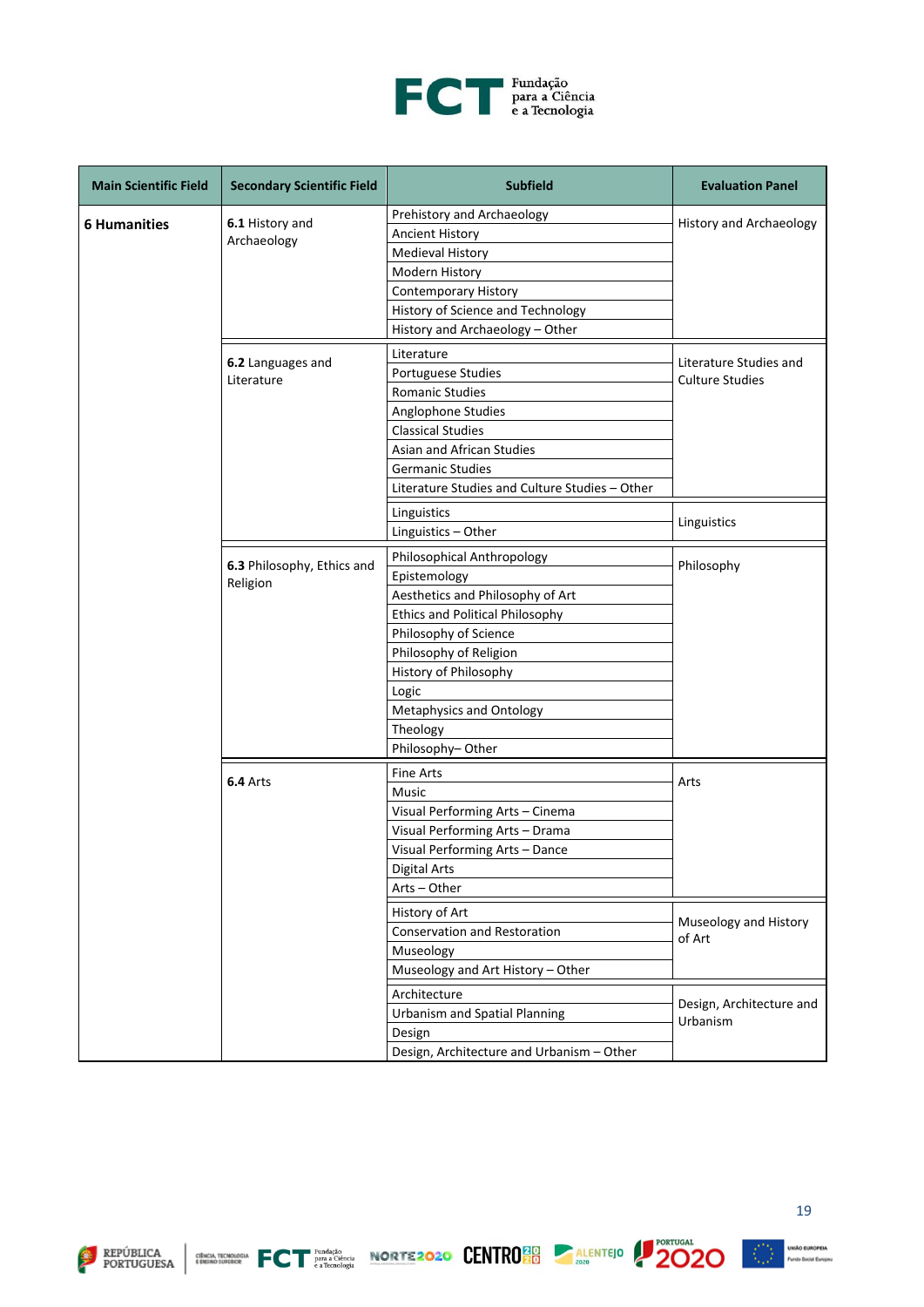| Main Scientific Field | Secondary Scientific Field | Subfield | Evaluation Panel |
|---|---|---|---|
| **6 Humanities** | **6.1** History and Archaeology | Prehistory and Archaeology | History and Archaeology |
| | | Ancient History | |
| | | Medieval History | |
| | | Modern History | |
| | | Contemporary History | |
| | | History of Science and Technology | |
| | | History and Archaeology – Other | |
| | **6.2** Languages and Literature | Literature | Literature Studies and Culture Studies |
| | | Portuguese Studies | |
| | | Romanic Studies | |
| | | Anglophone Studies | |
| | | Classical Studies | |
| | | Asian and African Studies | |
| | | Germanic Studies | |
| | | Literature Studies and Culture Studies – Other | |
| | | Linguistics | Linguistics |
| | | Linguistics – Other | |
| | **6.3** Philosophy, Ethics and Religion | Philosophical Anthropology | Philosophy |
| | | Epistemology | |
| | | Aesthetics and Philosophy of Art | |
| | | Ethics and Political Philosophy | |
| | | Philosophy of Science | |
| | | Philosophy of Religion | |
| | | History of Philosophy | |
| | | Logic | |
| | | Metaphysics and Ontology | |
| | | Theology | |
| | | Philosophy– Other | |
| | **6.4** Arts | Fine Arts | Arts |
| | | Music | |
| | | Visual Performing Arts – Cinema | |
| | | Visual Performing Arts – Drama | |
| | | Visual Performing Arts – Dance | |
| | | Digital Arts | |
| | | Arts – Other | |
| | | History of Art | Museology and History of Art |
| | | Conservation and Restoration | |
| | | Museology | |
| | | Museology and Art History – Other | |
| | | Architecture | Design, Architecture and Urbanism |
| | | Urbanism and Spatial Planning | |
| | | Design | |
| | | Design, Architecture and Urbanism – Other | |